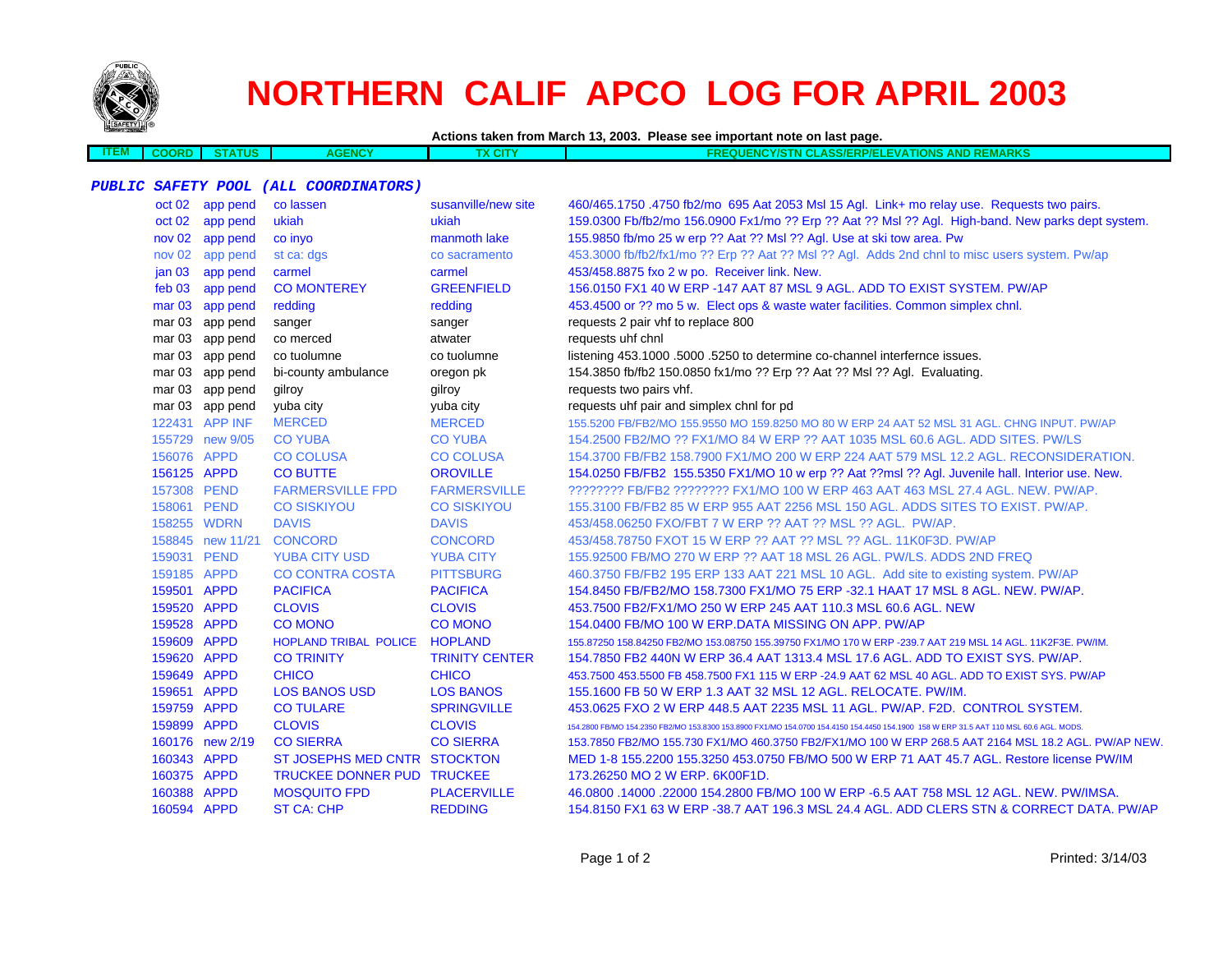# NORTHERN CALIF APCO LOG FOR APRIL 2003

**Actions taken from March 13, 2003. Please see important note on last page.**

| ITEM | COORD | STATUS | AGENCY | TX CITY | FREQUENCY/STN CLASS/ERP/ELEVATIONS AND REMARKS |
|---|---|---|---|---|---|
| ***PUBLIC SAFETY POOL (ALL COORDINATORS)*** | | | | | |
| | oct 02 | app pend | co lassen | susanville/new site | 460/465.1750 .4750 fb2/mo 695 Aat 2053 Msl 15 Agl. Link+ mo relay use. Requests two pairs. |
| | oct 02 | app pend | ukiah | ukiah | 159.0300 Fb/fb2/mo 156.0900 Fx1/mo ?? Erp ?? Aat ?? Msl ?? Agl. High-band. New parks dept system. |
| | nov 02 | app pend | co inyo | manmoth lake | 155.9850 fb/mo 25 w erp ?? Aat ?? Msl ?? Agl. Use at ski tow area. Pw |
| | nov 02 | app pend | st ca: dgs | co sacramento | 453.3000 fb/fb2/fx1/mo ?? Erp ?? Aat ?? Msl ?? Agl. Adds 2nd chnl to misc users system. Pw/ap |
| | jan 03 | app pend | carmel | carmel | 453/458.8875 fxo 2 w po. Receiver link. New. |
| | feb 03 | app pend | CO MONTEREY | GREENFIELD | 156.0150 FX1 40 W ERP -147 AAT 87 MSL 9 AGL. ADD TO EXIST SYSTEM. PW/AP |
| | mar 03 | app pend | redding | redding | 453.4500 or ?? mo 5 w. Elect ops & waste water facilities. Common simplex chnl. |
| | mar 03 | app pend | sanger | sanger | requests 2 pair vhf to replace 800 |
| | mar 03 | app pend | co merced | atwater | requests uhf chnl |
| | mar 03 | app pend | co tuolumne | co tuolumne | listening 453.1000 .5000 .5250 to determine co-channel interfernce issues. |
| | mar 03 | app pend | bi-county ambulance | oregon pk | 154.3850 fb/fb2 150.0850 fx1/mo ?? Erp ?? Aat ?? Msl ?? Agl. Evaluating. |
| | mar 03 | app pend | gilroy | gilroy | requests two pairs vhf. |
| | mar 03 | app pend | yuba city | yuba city | requests uhf pair and simplex chnl for pd |
| | 122431 | APP INF | MERCED | MERCED | 155.5200 FB/FB2/MO 155.9550 MO 159.8250 MO 80 W ERP 24 AAT 52 MSL 31 AGL. CHNG INPUT. PW/AP |
| | 155729 | new 9/05 | CO YUBA | CO YUBA | 154.2500 FB2/MO ?? FX1/MO 84 W ERP ?? AAT 1035 MSL 60.6 AGL. ADD SITES. PW/LS |
| | 156076 | APPD | CO COLUSA | CO COLUSA | 154.3700 FB/FB2 158.7900 FX1/MO 200 W ERP 224 AAT 579 MSL 12.2 AGL. RECONSIDERATION. |
| | 156125 | APPD | CO BUTTE | OROVILLE | 154.0250 FB/FB2 155.5350 FX1/MO 10 w erp ?? Aat ??msl ?? Agl. Juvenile hall. Interior use. New. |
| | 157308 | PEND | FARMERSVILLE FPD | FARMERSVILLE | ???????? FB/FB2 ???????? FX1/MO 100 W ERP 463 AAT 463 MSL 27.4 AGL. NEW. PW/AP. |
| | 158061 | PEND | CO SISKIYOU | CO SISKIYOU | 155.3100 FB/FB2 85 W ERP 955 AAT 2256 MSL 150 AGL. ADDS SITES TO EXIST. PW/AP. |
| | 158255 | WDRN | DAVIS | DAVIS | 453/458.06250 FXO/FBT 7 W ERP ?? AAT ?? MSL ?? AGL. PW/AP. |
| | 158845 | new 11/21 | CONCORD | CONCORD | 453/458.78750 FXOT 15 W ERP ?? AAT ?? MSL ?? AGL. 11K0F3D. PW/AP |
| | 159031 | PEND | YUBA CITY USD | YUBA CITY | 155.92500 FB/MO 270 W ERP ?? AAT 18 MSL 26 AGL. PW/LS. ADDS 2ND FREQ |
| | 159185 | APPD | CO CONTRA COSTA | PITTSBURG | 460.3750 FB/FB2 195 ERP 133 AAT 221 MSL 10 AGL. Add site to existing system. PW/AP |
| | 159501 | APPD | PACIFICA | PACIFICA | 154.8450 FB/FB2/MO 158.7300 FX1/MO 75 ERP -32.1 HAAT 17 MSL 8 AGL. NEW. PW/AP. |
| | 159520 | APPD | CLOVIS | CLOVIS | 453.7500 FB2/FX1/MO 250 W ERP 245 AAT 110.3 MSL 60.6 AGL. NEW |
| | 159528 | APPD | CO MONO | CO MONO | 154.0400 FB/MO 100 W ERP.DATA MISSING ON APP. PW/AP |
| | 159609 | APPD | HOPLAND TRIBAL POLICE | HOPLAND | 155.87250 158.84250 FB2/MO 153.08750 155.39750 FX1/MO 170 W ERP -239.7 AAT 219 MSL 14 AGL. 11K2F3E. PW/IM. |
| | 159620 | APPD | CO TRINITY | TRINITY CENTER | 154.7850 FB2 440N W ERP 36.4 AAT 1313.4 MSL 17.6 AGL. ADD TO EXIST SYS. PW/AP. |
| | 159649 | APPD | CHICO | CHICO | 453.7500 453.5500 FB 458.7500 FX1 115 W ERP -24.9 AAT 62 MSL 40 AGL. ADD TO EXIST SYS. PW/AP |
| | 159651 | APPD | LOS BANOS USD | LOS BANOS | 155.1600 FB 50 W ERP 1.3 AAT 32 MSL 12 AGL. RELOCATE. PW/IM. |
| | 159759 | APPD | CO TULARE | SPRINGVILLE | 453.0625 FXO 2 W ERP 448.5 AAT 2235 MSL 11 AGL. PW/AP. F2D. CONTROL SYSTEM. |
| | 159899 | APPD | CLOVIS | CLOVIS | 154.2800 FB/MO 154.2350 FB2/MO 153.8300 153.8900 FX1/MO 154.0700 154.4150 154.4450 154.1900 158 W ERP 31.5 AAT 110 MSL 60.6 AGL. MODS. |
| | 160176 | new 2/19 | CO SIERRA | CO SIERRA | 153.7850 FB2/MO 155.730 FX1/MO 460.3750 FB2/FX1/MO 100 W ERP 268.5 AAT 2164 MSL 18.2 AGL. PW/AP NEW. |
| | 160343 | APPD | ST JOSEPHS MED CNTR | STOCKTON | MED 1-8 155.2200 155.3250 453.0750 FB/MO 500 W ERP 71 AAT 45.7 AGL. Restore license PW/IM |
| | 160375 | APPD | TRUCKEE DONNER PUD | TRUCKEE | 173.26250 MO 2 W ERP. 6K00F1D. |
| | 160388 | APPD | MOSQUITO FPD | PLACERVILLE | 46.0800 .14000 .22000 154.2800 FB/MO 100 W ERP -6.5 AAT 758 MSL 12 AGL. NEW. PW/IMSA. |
| | 160594 | APPD | ST CA: CHP | REDDING | 154.8150 FX1 63 W ERP -38.7 AAT 196.3 MSL 24.4 AGL. ADD CLERS STN & CORRECT DATA. PW/AP |

Printed: 3/14/03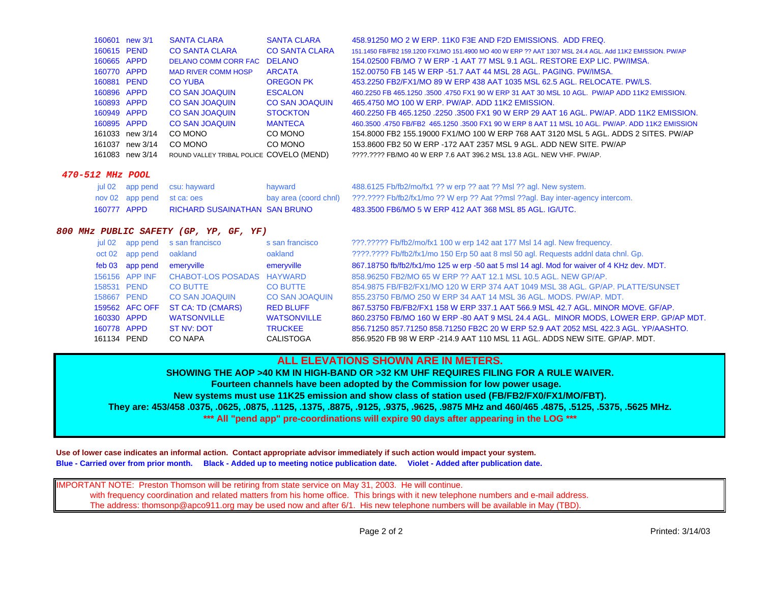| | | | | |
|---|---|---|---|---|
| 160601 | new 3/1 | SANTA CLARA | SANTA CLARA | 458.91250 MO 2 W ERP. 11K0 F3E AND F2D EMISSIONS. ADD FREQ. |
| 160615 | PEND | CO SANTA CLARA | CO SANTA CLARA | 151.1450 FB/FB2 159.1200 FX1/MO 151.4900 MO 400 W ERP ?? AAT 1307 MSL 24.4 AGL. Add 11K2 EMISSION. PW/AP |
| 160665 | APPD | DELANO COMM CORR FAC | DELANO | 154.02500 FB/MO 7 W ERP -1 AAT 77 MSL 9.1 AGL. RESTORE EXP LIC. PW/IMSA. |
| 160770 | APPD | MAD RIVER COMM HOSP | ARCATA | 152.00750 FB 145 W ERP -51.7 AAT 44 MSL 28 AGL. PAGING. PW/IMSA. |
| 160881 | PEND | CO YUBA | OREGON PK | 453.2250 FB2/FX1/MO 89 W ERP 438 AAT 1035 MSL 62.5 AGL. RELOCATE. PW/LS. |
| 160896 | APPD | CO SAN JOAQUIN | ESCALON | 460.2250 FB 465.1250 .3500 .4750 FX1 90 W ERP 31 AAT 30 MSL 10 AGL. PW/AP ADD 11K2 EMISSION. |
| 160893 | APPD | CO SAN JOAQUIN | CO SAN JOAQUIN | 465.4750 MO 100 W ERP. PW/AP. ADD 11K2 EMISSION. |
| 160949 | APPD | CO SAN JOAQUIN | STOCKTON | 460.2250 FB 465.1250 .2250 .3500 FX1 90 W ERP 29 AAT 16 AGL. PW/AP. ADD 11K2 EMISSION. |
| 160895 | APPD | CO SAN JOAQUIN | MANTECA | 460.3500 .4750 FB/FB2 465.1250 .3500 FX1 90 W ERP 8 AAT 11 MSL 10 AGL. PW/AP. ADD 11K2 EMISSION |
| 161033 | new 3/14 | CO MONO | CO MONO | 154.8000 FB2 155.19000 FX1/MO 100 W ERP 768 AAT 3120 MSL 5 AGL. ADDS 2 SITES. PW/AP |
| 161037 | new 3/14 | CO MONO | CO MONO | 153.8600 FB2 50 W ERP -172 AAT 2357 MSL 9 AGL. ADD NEW SITE. PW/AP |
| 161083 | new 3/14 | ROUND VALLEY TRIBAL POLICE | COVELO (MEND) | ????.???? FB/MO 40 W ERP 7.6 AAT 396.2 MSL 13.8 AGL. NEW VHF. PW/AP. |

## *470-512 MHz POOL*

| | | | | |
|---|---|---|---|---|
| jul 02 | app pend | csu: hayward | hayward | 488.6125 Fb/fb2/mo/fx1 ?? w erp ?? aat ?? Msl ?? agl. New system. |
| nov 02 | app pend | st ca: oes | bay area (coord chnl) | ???.???? Fb/fb2/fx1/mo ?? W erp ?? Aat ??msl ??agl. Bay inter-agency intercom. |
| 160777 | APPD | RICHARD SUSAINATHAN | SAN BRUNO | 483.3500 FB6/MO 5 W ERP 412 AAT 368 MSL 85 AGL. IG/UTC. |

## *800 MHz PUBLIC SAFETY (GP, YP, GF, YF)*

| | | | | |
|---|---|---|---|---|
| jul 02 | app pend | s san francisco | s san francisco | ???.????? Fb/fb2/mo/fx1 100 w erp 142 aat 177 Msl 14 agl. New frequency. |
| oct 02 | app pend | oakland | oakland | ????.???? Fb/fb2/fx1/mo 150 Erp 50 aat 8 msl 50 agl. Requests addnl data chnl. Gp. |
| feb 03 | app pend | emeryville | emeryville | 867.18750 fb/fb2/fx1/mo 125 w erp -50 aat 5 msl 14 agl. Mod for waiver of 4 KHz dev. MDT. |
| 156156 | APP INF | CHABOT-LOS POSADAS | HAYWARD | 858.96250 FB2/MO 65 W ERP ?? AAT 12.1 MSL 10.5 AGL. NEW GP/AP. |
| 158531 | PEND | CO BUTTE | CO BUTTE | 854.9875 FB/FB2/FX1/MO 120 W ERP 374 AAT 1049 MSL 38 AGL. GP/AP. PLATTE/SUNSET |
| 158667 | PEND | CO SAN JOAQUIN | CO SAN JOAQUIN | 855.23750 FB/MO 250 W ERP 34 AAT 14 MSL 36 AGL. MODS. PW/AP. MDT. |
| 159562 | AFC OFF | ST CA: TD (CMARS) | RED BLUFF | 867.53750 FB/FB2/FX1 158 W ERP 337.1 AAT 566.9 MSL 42.7 AGL. MINOR MOVE. GF/AP. |
| 160330 | APPD | WATSONVILLE | WATSONVILLE | 860.23750 FB/MO 160 W ERP -80 AAT 9 MSL 24.4 AGL. MINOR MODS, LOWER ERP. GP/AP MDT. |
| 160778 | APPD | ST NV: DOT | TRUCKEE | 856.71250 857.71250 858.71250 FB2C 20 W ERP 52.9 AAT 2052 MSL 422.3 AGL. YP/AASHTO. |
| 161134 | PEND | CO NAPA | CALISTOGA | 856.9520 FB 98 W ERP -214.9 AAT 110 MSL 11 AGL. ADDS NEW SITE. GP/AP. MDT. |

**ALL ELEVATIONS SHOWN ARE IN METERS.**

**SHOWING THE AOP >40 KM IN HIGH-BAND OR >32 KM UHF REQUIRES FILING FOR A RULE WAIVER.**

**Fourteen channels have been adopted by the Commission for low power usage.**

**New systems must use 11K25 emission and show class of station used (FB/FB2/FX0/FX1/MO/FBT).**

**They are: 453/458 .0375, .0625, .0875, .1125, .1375, .8875, .9125, .9375, .9625, .9875 MHz and 460/465 .4875, .5125, .5375, .5625 MHz.**

**\*\*\* All "pend app" pre-coordinations will expire 90 days after appearing in the LOG \*\*\***

**Use of lower case indicates an informal action. Contact appropriate advisor immediately if such action would impact your system.**

**Blue - Carried over from prior month. Black - Added up to meeting notice publication date. Violet - Added after publication date.**

IMPORTANT NOTE: Preston Thomson will be retiring from state service on May 31, 2003. He will continue. with frequency coordination and related matters from his home office. This brings with it new telephone numbers and e-mail address. The address: thomsonp@apco911.org may be used now and after 6/1. His new telephone numbers will be available in May (TBD).

Printed: 3/14/03